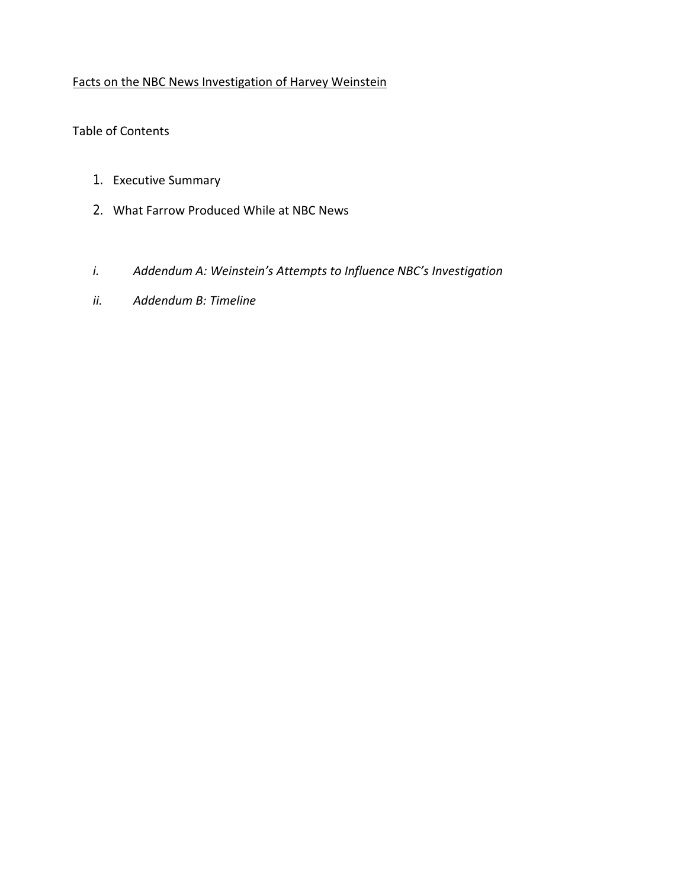# Facts on the NBC News Investigation of Harvey Weinstein

Table of Contents

1. Executive Summary
2. What Farrow Produced While at NBC News

*i. Addendum A: Weinstein's Attempts to Influence NBC's Investigation*

*ii. Addendum B: Timeline*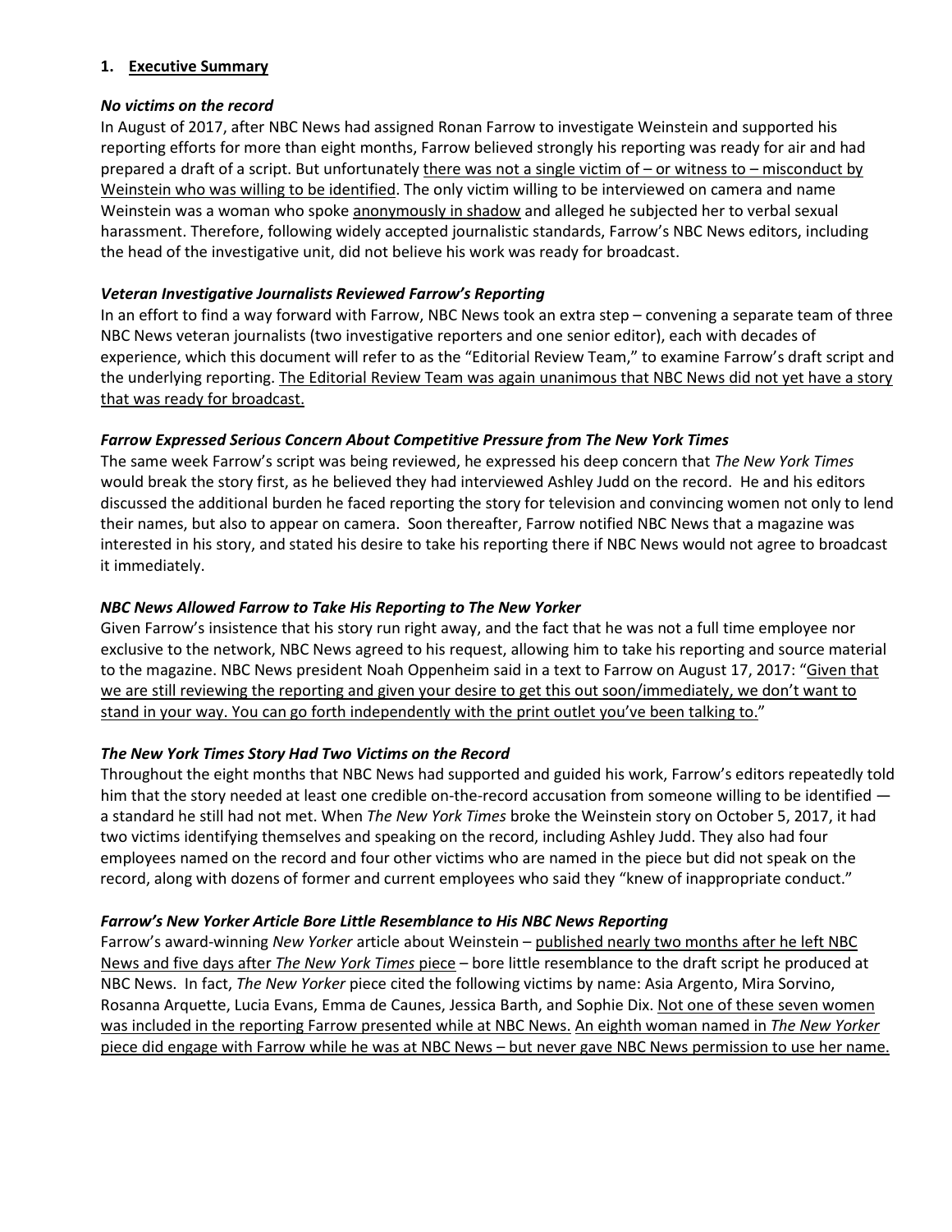## 1. Executive Summary

***No victims on the record***

In August of 2017, after NBC News had assigned Ronan Farrow to investigate Weinstein and supported his reporting efforts for more than eight months, Farrow believed strongly his reporting was ready for air and had prepared a draft of a script. But unfortunately there was not a single victim of – or witness to – misconduct by Weinstein who was willing to be identified. The only victim willing to be interviewed on camera and name Weinstein was a woman who spoke anonymously in shadow and alleged he subjected her to verbal sexual harassment. Therefore, following widely accepted journalistic standards, Farrow's NBC News editors, including the head of the investigative unit, did not believe his work was ready for broadcast.

***Veteran Investigative Journalists Reviewed Farrow's Reporting***

In an effort to find a way forward with Farrow, NBC News took an extra step – convening a separate team of three NBC News veteran journalists (two investigative reporters and one senior editor), each with decades of experience, which this document will refer to as the "Editorial Review Team," to examine Farrow's draft script and the underlying reporting. The Editorial Review Team was again unanimous that NBC News did not yet have a story that was ready for broadcast.

***Farrow Expressed Serious Concern About Competitive Pressure from The New York Times***

The same week Farrow's script was being reviewed, he expressed his deep concern that *The New York Times* would break the story first, as he believed they had interviewed Ashley Judd on the record. He and his editors discussed the additional burden he faced reporting the story for television and convincing women not only to lend their names, but also to appear on camera. Soon thereafter, Farrow notified NBC News that a magazine was interested in his story, and stated his desire to take his reporting there if NBC News would not agree to broadcast it immediately.

***NBC News Allowed Farrow to Take His Reporting to The New Yorker***

Given Farrow's insistence that his story run right away, and the fact that he was not a full time employee nor exclusive to the network, NBC News agreed to his request, allowing him to take his reporting and source material to the magazine. NBC News president Noah Oppenheim said in a text to Farrow on August 17, 2017: "Given that we are still reviewing the reporting and given your desire to get this out soon/immediately, we don't want to stand in your way. You can go forth independently with the print outlet you've been talking to."

***The New York Times Story Had Two Victims on the Record***

Throughout the eight months that NBC News had supported and guided his work, Farrow's editors repeatedly told him that the story needed at least one credible on-the-record accusation from someone willing to be identified — a standard he still had not met. When *The New York Times* broke the Weinstein story on October 5, 2017, it had two victims identifying themselves and speaking on the record, including Ashley Judd. They also had four employees named on the record and four other victims who are named in the piece but did not speak on the record, along with dozens of former and current employees who said they "knew of inappropriate conduct."

***Farrow's New Yorker Article Bore Little Resemblance to His NBC News Reporting***

Farrow's award-winning *New Yorker* article about Weinstein – published nearly two months after he left NBC News and five days after *The New York Times* piece – bore little resemblance to the draft script he produced at NBC News. In fact, *The New Yorker* piece cited the following victims by name: Asia Argento, Mira Sorvino, Rosanna Arquette, Lucia Evans, Emma de Caunes, Jessica Barth, and Sophie Dix. Not one of these seven women was included in the reporting Farrow presented while at NBC News. An eighth woman named in *The New Yorker* piece did engage with Farrow while he was at NBC News – but never gave NBC News permission to use her name.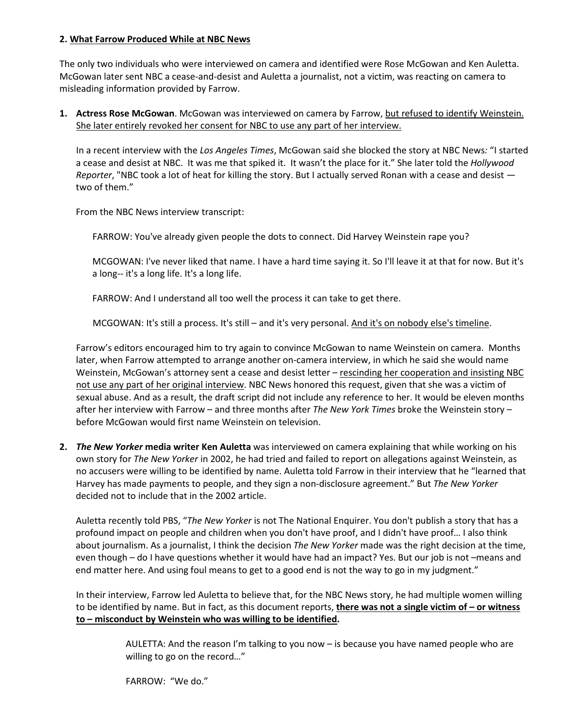## 2. <u>What Farrow Produced While at NBC News</u>

The only two individuals who were interviewed on camera and identified were Rose McGowan and Ken Auletta. McGowan later sent NBC a cease-and-desist and Auletta a journalist, not a victim, was reacting on camera to misleading information provided by Farrow.

1. **Actress Rose McGowan**. McGowan was interviewed on camera by Farrow, <u>but refused to identify Weinstein. She later entirely revoked her consent for NBC to use any part of her interview.</u>

   In a recent interview with the *Los Angeles Times*, McGowan said she blocked the story at NBC News: "I started a cease and desist at NBC. It was me that spiked it. It wasn't the place for it." She later told the *Hollywood Reporter*, "NBC took a lot of heat for killing the story. But I actually served Ronan with a cease and desist — two of them."

   From the NBC News interview transcript:

   > FARROW: You've already given people the dots to connect. Did Harvey Weinstein rape you?
   >
   > MCGOWAN: I've never liked that name. I have a hard time saying it. So I'll leave it at that for now. But it's a long-- it's a long life. It's a long life.
   >
   > FARROW: And I understand all too well the process it can take to get there.
   >
   > MCGOWAN: It's still a process. It's still – and it's very personal. <u>And it's on nobody else's timeline</u>.

   Farrow's editors encouraged him to try again to convince McGowan to name Weinstein on camera. Months later, when Farrow attempted to arrange another on-camera interview, in which he said she would name Weinstein, McGowan's attorney sent a cease and desist letter – <u>rescinding her cooperation and insisting NBC not use any part of her original interview</u>. NBC News honored this request, given that she was a victim of sexual abuse. And as a result, the draft script did not include any reference to her. It would be eleven months after her interview with Farrow – and three months after *The New York Times* broke the Weinstein story – before McGowan would first name Weinstein on television.

2. ***The New Yorker* media writer Ken Auletta** was interviewed on camera explaining that while working on his own story for *The New Yorker* in 2002, he had tried and failed to report on allegations against Weinstein, as no accusers were willing to be identified by name. Auletta told Farrow in their interview that he "learned that Harvey has made payments to people, and they sign a non-disclosure agreement." But *The New Yorker* decided not to include that in the 2002 article.

   Auletta recently told PBS, "*The New Yorker* is not The National Enquirer. You don't publish a story that has a profound impact on people and children when you don't have proof, and I didn't have proof… I also think about journalism. As a journalist, I think the decision *The New Yorker* made was the right decision at the time, even though – do I have questions whether it would have had an impact? Yes. But our job is not –means and end matter here. And using foul means to get to a good end is not the way to go in my judgment."

   In their interview, Farrow led Auletta to believe that, for the NBC News story, he had multiple women willing to be identified by name. But in fact, as this document reports, **<u>there was not a single victim of – or witness to – misconduct by Weinstein who was willing to be identified</u>.**

   > AULETTA: And the reason I'm talking to you now – is because you have named people who are willing to go on the record…"
   >
   > FARROW: "We do."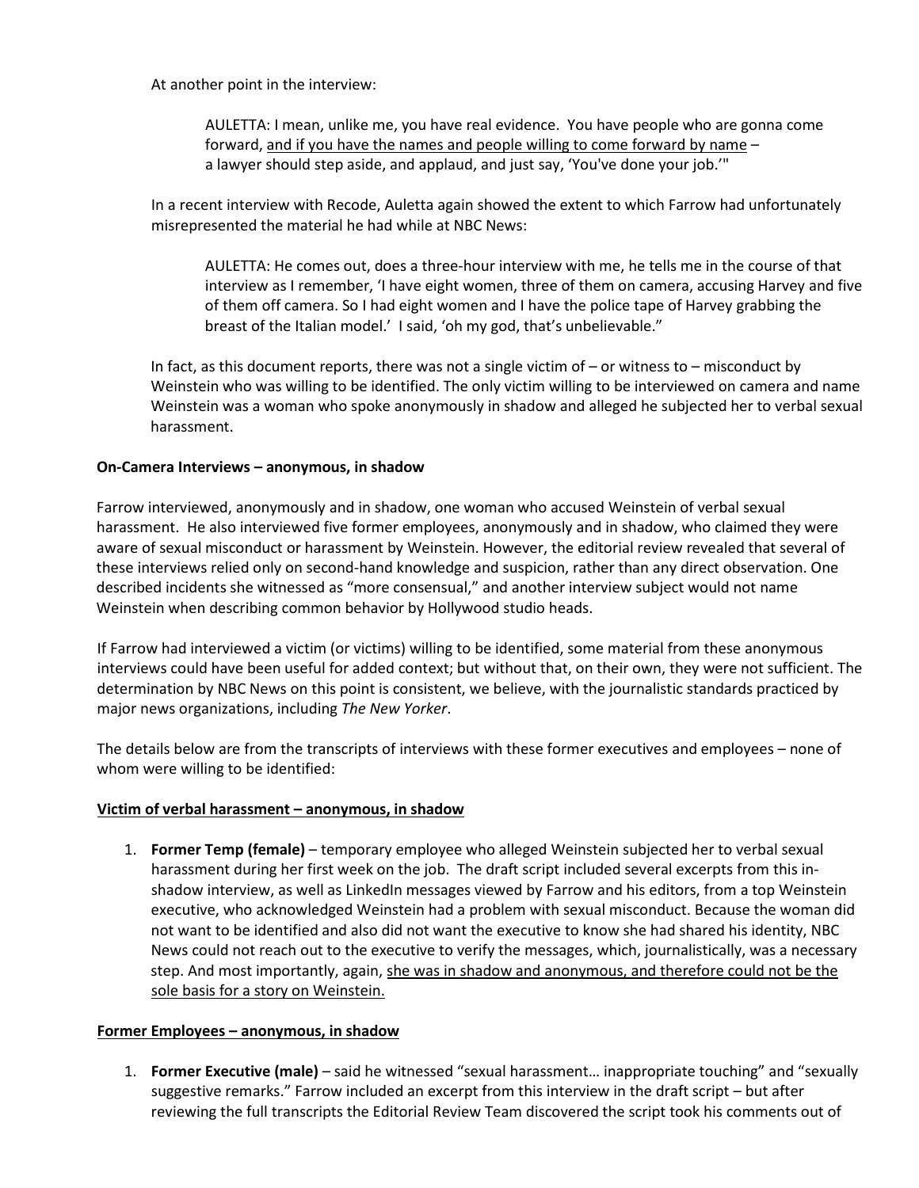At another point in the interview:

> AULETTA: I mean, unlike me, you have real evidence. You have people who are gonna come forward, <u>and if you have the names and people willing to come forward by name</u> – a lawyer should step aside, and applaud, and just say, 'You've done your job.'"

In a recent interview with Recode, Auletta again showed the extent to which Farrow had unfortunately misrepresented the material he had while at NBC News:

> AULETTA: He comes out, does a three-hour interview with me, he tells me in the course of that interview as I remember, 'I have eight women, three of them on camera, accusing Harvey and five of them off camera. So I had eight women and I have the police tape of Harvey grabbing the breast of the Italian model.' I said, 'oh my god, that's unbelievable."

In fact, as this document reports, there was not a single victim of – or witness to – misconduct by Weinstein who was willing to be identified. The only victim willing to be interviewed on camera and name Weinstein was a woman who spoke anonymously in shadow and alleged he subjected her to verbal sexual harassment.

**On-Camera Interviews – anonymous, in shadow**

Farrow interviewed, anonymously and in shadow, one woman who accused Weinstein of verbal sexual harassment. He also interviewed five former employees, anonymously and in shadow, who claimed they were aware of sexual misconduct or harassment by Weinstein. However, the editorial review revealed that several of these interviews relied only on second-hand knowledge and suspicion, rather than any direct observation. One described incidents she witnessed as "more consensual," and another interview subject would not name Weinstein when describing common behavior by Hollywood studio heads.

If Farrow had interviewed a victim (or victims) willing to be identified, some material from these anonymous interviews could have been useful for added context; but without that, on their own, they were not sufficient. The determination by NBC News on this point is consistent, we believe, with the journalistic standards practiced by major news organizations, including *The New Yorker*.

The details below are from the transcripts of interviews with these former executives and employees – none of whom were willing to be identified:

**<u>Victim of verbal harassment – anonymous, in shadow</u>**

1. **Former Temp (female)** – temporary employee who alleged Weinstein subjected her to verbal sexual harassment during her first week on the job. The draft script included several excerpts from this in-shadow interview, as well as LinkedIn messages viewed by Farrow and his editors, from a top Weinstein executive, who acknowledged Weinstein had a problem with sexual misconduct. Because the woman did not want to be identified and also did not want the executive to know she had shared his identity, NBC News could not reach out to the executive to verify the messages, which, journalistically, was a necessary step. And most importantly, again, <u>she was in shadow and anonymous, and therefore could not be the sole basis for a story on Weinstein.</u>

**<u>Former Employees – anonymous, in shadow</u>**

1. **Former Executive (male)** – said he witnessed "sexual harassment… inappropriate touching" and "sexually suggestive remarks." Farrow included an excerpt from this interview in the draft script – but after reviewing the full transcripts the Editorial Review Team discovered the script took his comments out of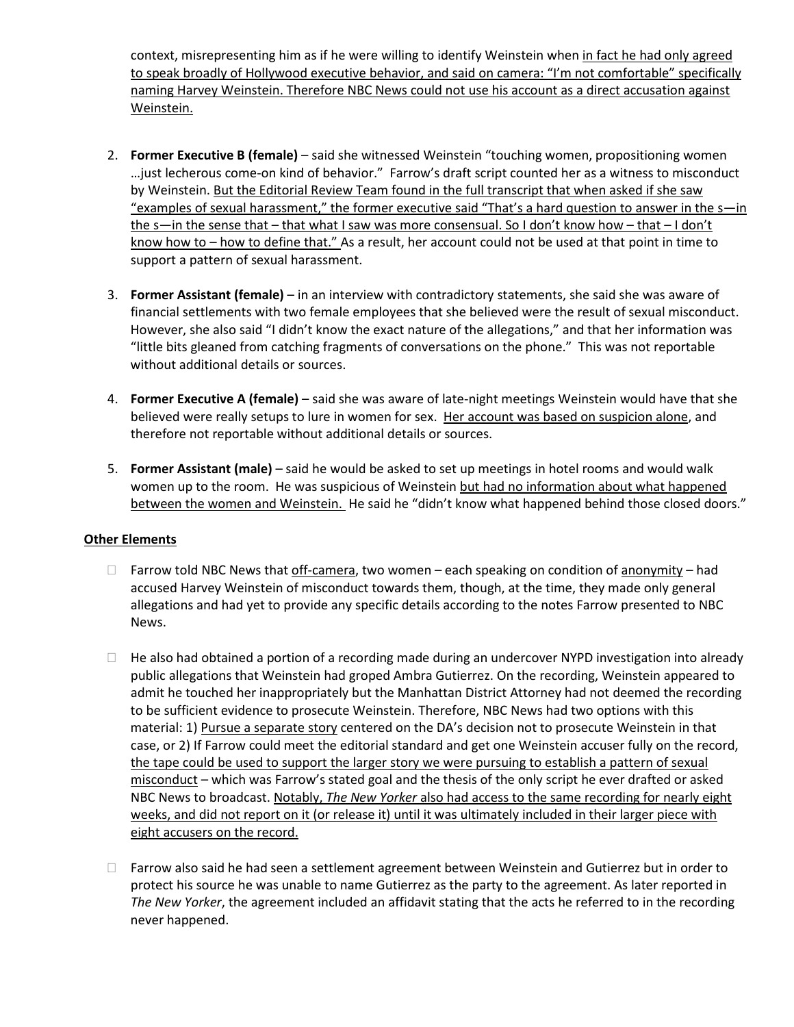context, misrepresenting him as if he were willing to identify Weinstein when <u>in fact he had only agreed to speak broadly of Hollywood executive behavior, and said on camera: "I'm not comfortable" specifically naming Harvey Weinstein. Therefore NBC News could not use his account as a direct accusation against Weinstein.</u>

2. **Former Executive B (female)** – said she witnessed Weinstein "touching women, propositioning women …just lecherous come-on kind of behavior." Farrow's draft script counted her as a witness to misconduct by Weinstein. <u>But the Editorial Review Team found in the full transcript that when asked if she saw "examples of sexual harassment," the former executive said "That's a hard question to answer in the s—in the s—in the sense that – that what I saw was more consensual. So I don't know how – that – I don't know how to – how to define that."</u> As a result, her account could not be used at that point in time to support a pattern of sexual harassment.

3. **Former Assistant (female)** – in an interview with contradictory statements, she said she was aware of financial settlements with two female employees that she believed were the result of sexual misconduct. However, she also said "I didn't know the exact nature of the allegations," and that her information was "little bits gleaned from catching fragments of conversations on the phone." This was not reportable without additional details or sources.

4. **Former Executive A (female)** – said she was aware of late-night meetings Weinstein would have that she believed were really setups to lure in women for sex. <u>Her account was based on suspicion alone</u>, and therefore not reportable without additional details or sources.

5. **Former Assistant (male)** – said he would be asked to set up meetings in hotel rooms and would walk women up to the room. He was suspicious of Weinstein <u>but had no information about what happened between the women and Weinstein.</u> He said he "didn't know what happened behind those closed doors."

<u>**Other Elements**</u>

- Farrow told NBC News that <u>off-camera</u>, two women – each speaking on condition of <u>anonymity</u> – had accused Harvey Weinstein of misconduct towards them, though, at the time, they made only general allegations and had yet to provide any specific details according to the notes Farrow presented to NBC News.

- He also had obtained a portion of a recording made during an undercover NYPD investigation into already public allegations that Weinstein had groped Ambra Gutierrez. On the recording, Weinstein appeared to admit he touched her inappropriately but the Manhattan District Attorney had not deemed the recording to be sufficient evidence to prosecute Weinstein. Therefore, NBC News had two options with this material: 1) <u>Pursue a separate story</u> centered on the DA's decision not to prosecute Weinstein in that case, or 2) If Farrow could meet the editorial standard and get one Weinstein accuser fully on the record, <u>the tape could be used to support the larger story we were pursuing to establish a pattern of sexual misconduct</u> – which was Farrow's stated goal and the thesis of the only script he ever drafted or asked NBC News to broadcast. <u>Notably, *The New Yorker* also had access to the same recording for nearly eight weeks, and did not report on it (or release it) until it was ultimately included in their larger piece with eight accusers on the record.</u>

- Farrow also said he had seen a settlement agreement between Weinstein and Gutierrez but in order to protect his source he was unable to name Gutierrez as the party to the agreement. As later reported in *The New Yorker*, the agreement included an affidavit stating that the acts he referred to in the recording never happened.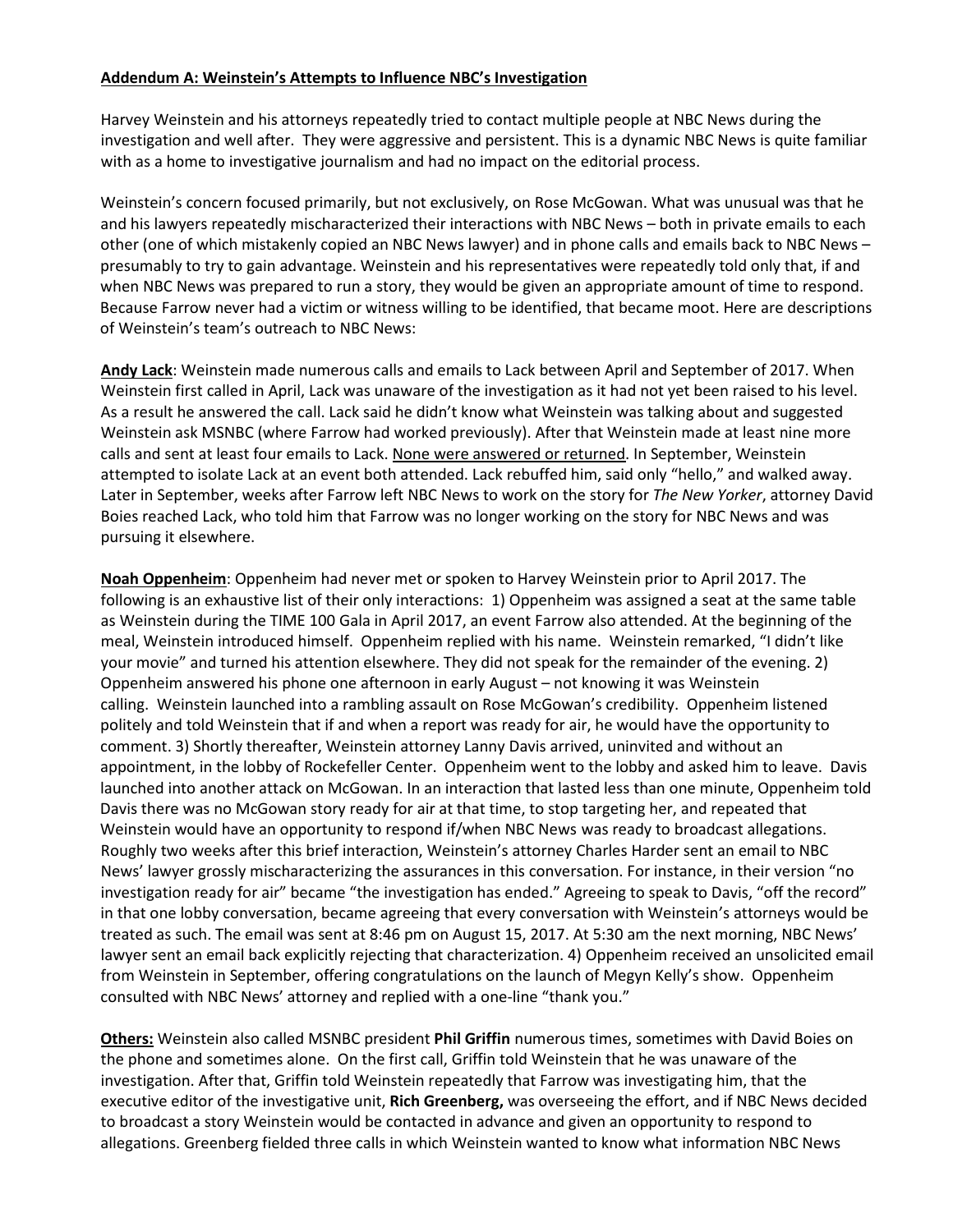**Addendum A: Weinstein's Attempts to Influence NBC's Investigation**

Harvey Weinstein and his attorneys repeatedly tried to contact multiple people at NBC News during the investigation and well after. They were aggressive and persistent. This is a dynamic NBC News is quite familiar with as a home to investigative journalism and had no impact on the editorial process.

Weinstein's concern focused primarily, but not exclusively, on Rose McGowan. What was unusual was that he and his lawyers repeatedly mischaracterized their interactions with NBC News – both in private emails to each other (one of which mistakenly copied an NBC News lawyer) and in phone calls and emails back to NBC News – presumably to try to gain advantage. Weinstein and his representatives were repeatedly told only that, if and when NBC News was prepared to run a story, they would be given an appropriate amount of time to respond. Because Farrow never had a victim or witness willing to be identified, that became moot. Here are descriptions of Weinstein's team's outreach to NBC News:

**Andy Lack**: Weinstein made numerous calls and emails to Lack between April and September of 2017. When Weinstein first called in April, Lack was unaware of the investigation as it had not yet been raised to his level. As a result he answered the call. Lack said he didn't know what Weinstein was talking about and suggested Weinstein ask MSNBC (where Farrow had worked previously). After that Weinstein made at least nine more calls and sent at least four emails to Lack. <u>None were answered or returned</u>. In September, Weinstein attempted to isolate Lack at an event both attended. Lack rebuffed him, said only "hello," and walked away. Later in September, weeks after Farrow left NBC News to work on the story for *The New Yorker*, attorney David Boies reached Lack, who told him that Farrow was no longer working on the story for NBC News and was pursuing it elsewhere.

**Noah Oppenheim**: Oppenheim had never met or spoken to Harvey Weinstein prior to April 2017. The following is an exhaustive list of their only interactions: 1) Oppenheim was assigned a seat at the same table as Weinstein during the TIME 100 Gala in April 2017, an event Farrow also attended. At the beginning of the meal, Weinstein introduced himself. Oppenheim replied with his name. Weinstein remarked, "I didn't like your movie" and turned his attention elsewhere. They did not speak for the remainder of the evening. 2) Oppenheim answered his phone one afternoon in early August – not knowing it was Weinstein calling. Weinstein launched into a rambling assault on Rose McGowan's credibility. Oppenheim listened politely and told Weinstein that if and when a report was ready for air, he would have the opportunity to comment. 3) Shortly thereafter, Weinstein attorney Lanny Davis arrived, uninvited and without an appointment, in the lobby of Rockefeller Center. Oppenheim went to the lobby and asked him to leave. Davis launched into another attack on McGowan. In an interaction that lasted less than one minute, Oppenheim told Davis there was no McGowan story ready for air at that time, to stop targeting her, and repeated that Weinstein would have an opportunity to respond if/when NBC News was ready to broadcast allegations. Roughly two weeks after this brief interaction, Weinstein's attorney Charles Harder sent an email to NBC News' lawyer grossly mischaracterizing the assurances in this conversation. For instance, in their version "no investigation ready for air" became "the investigation has ended." Agreeing to speak to Davis, "off the record" in that one lobby conversation, became agreeing that every conversation with Weinstein's attorneys would be treated as such. The email was sent at 8:46 pm on August 15, 2017. At 5:30 am the next morning, NBC News' lawyer sent an email back explicitly rejecting that characterization. 4) Oppenheim received an unsolicited email from Weinstein in September, offering congratulations on the launch of Megyn Kelly's show. Oppenheim consulted with NBC News' attorney and replied with a one-line "thank you."

**Others:** Weinstein also called MSNBC president **Phil Griffin** numerous times, sometimes with David Boies on the phone and sometimes alone. On the first call, Griffin told Weinstein that he was unaware of the investigation. After that, Griffin told Weinstein repeatedly that Farrow was investigating him, that the executive editor of the investigative unit, **Rich Greenberg,** was overseeing the effort, and if NBC News decided to broadcast a story Weinstein would be contacted in advance and given an opportunity to respond to allegations. Greenberg fielded three calls in which Weinstein wanted to know what information NBC News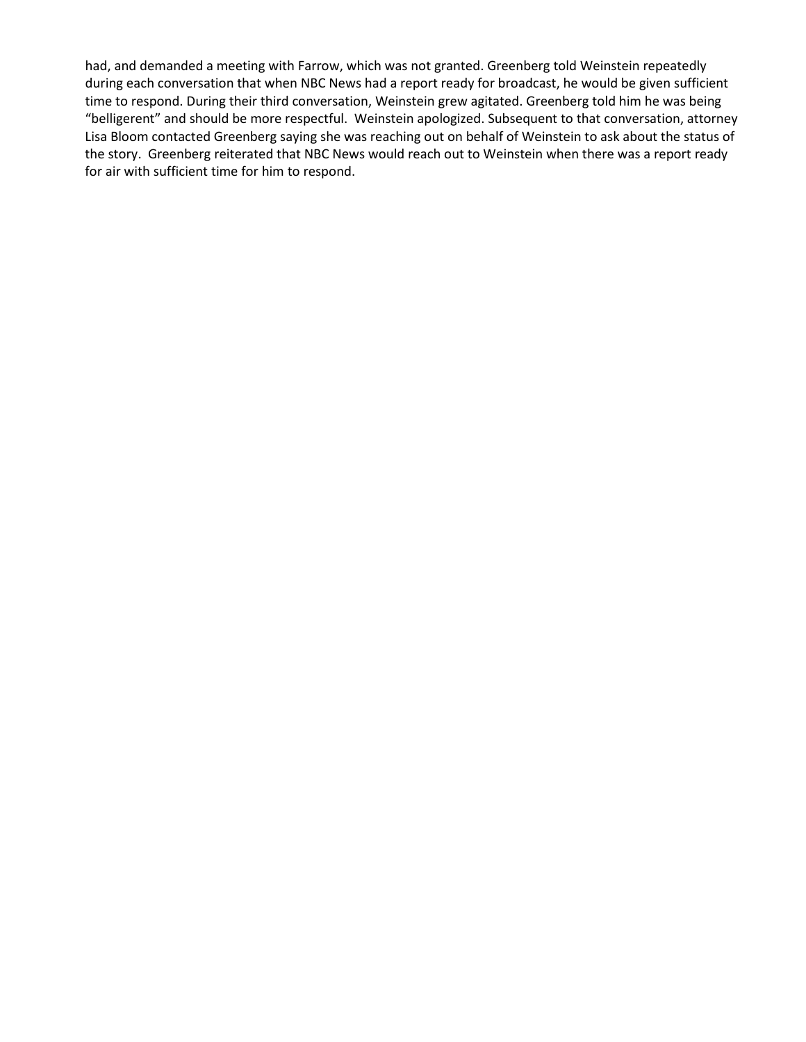had, and demanded a meeting with Farrow, which was not granted. Greenberg told Weinstein repeatedly during each conversation that when NBC News had a report ready for broadcast, he would be given sufficient time to respond. During their third conversation, Weinstein grew agitated. Greenberg told him he was being "belligerent" and should be more respectful. Weinstein apologized. Subsequent to that conversation, attorney Lisa Bloom contacted Greenberg saying she was reaching out on behalf of Weinstein to ask about the status of the story. Greenberg reiterated that NBC News would reach out to Weinstein when there was a report ready for air with sufficient time for him to respond.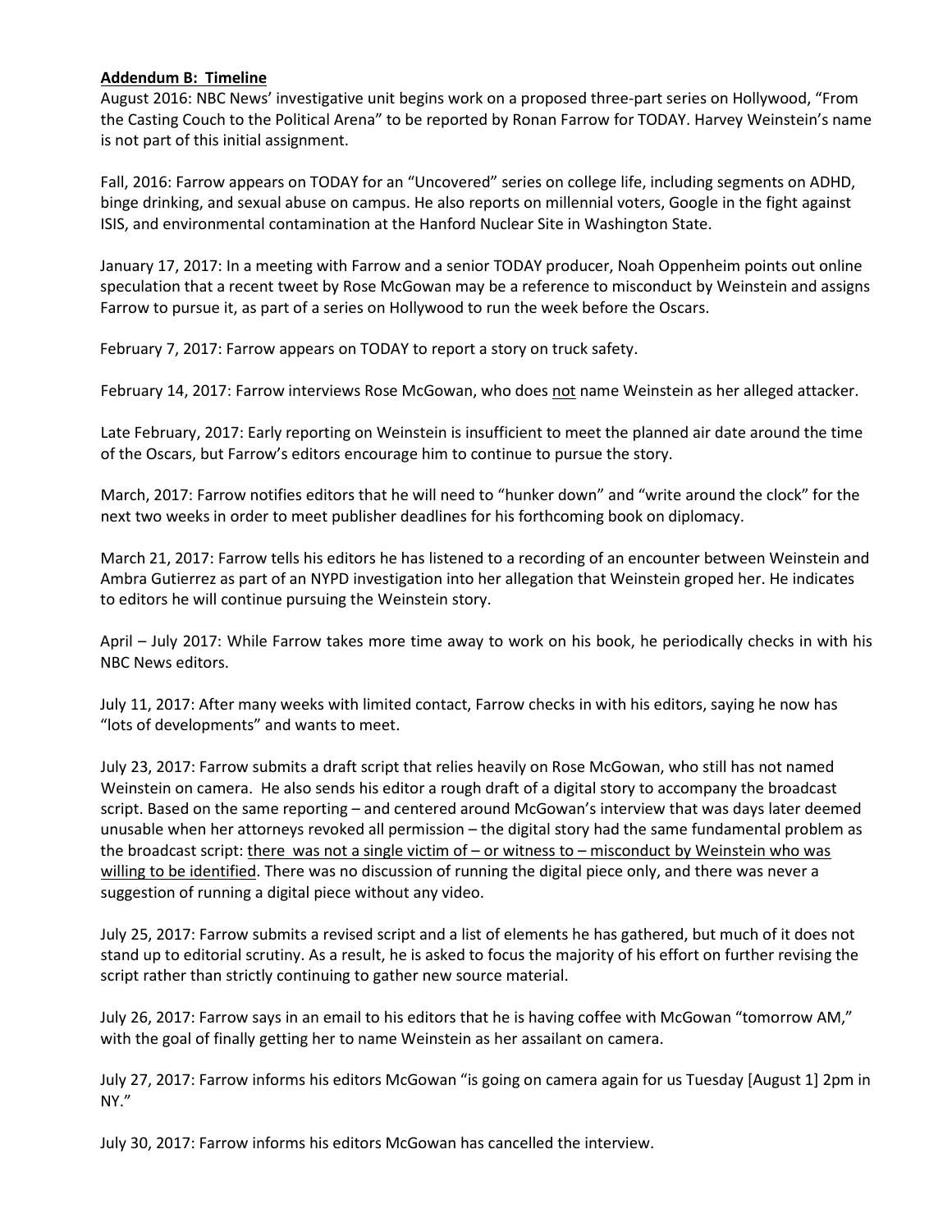**Addendum B: Timeline**

August 2016: NBC News' investigative unit begins work on a proposed three-part series on Hollywood, "From the Casting Couch to the Political Arena" to be reported by Ronan Farrow for TODAY. Harvey Weinstein's name is not part of this initial assignment.

Fall, 2016: Farrow appears on TODAY for an "Uncovered" series on college life, including segments on ADHD, binge drinking, and sexual abuse on campus. He also reports on millennial voters, Google in the fight against ISIS, and environmental contamination at the Hanford Nuclear Site in Washington State.

January 17, 2017: In a meeting with Farrow and a senior TODAY producer, Noah Oppenheim points out online speculation that a recent tweet by Rose McGowan may be a reference to misconduct by Weinstein and assigns Farrow to pursue it, as part of a series on Hollywood to run the week before the Oscars.

February 7, 2017: Farrow appears on TODAY to report a story on truck safety.

February 14, 2017: Farrow interviews Rose McGowan, who does <u>not</u> name Weinstein as her alleged attacker.

Late February, 2017: Early reporting on Weinstein is insufficient to meet the planned air date around the time of the Oscars, but Farrow's editors encourage him to continue to pursue the story.

March, 2017: Farrow notifies editors that he will need to "hunker down" and "write around the clock" for the next two weeks in order to meet publisher deadlines for his forthcoming book on diplomacy.

March 21, 2017: Farrow tells his editors he has listened to a recording of an encounter between Weinstein and Ambra Gutierrez as part of an NYPD investigation into her allegation that Weinstein groped her. He indicates to editors he will continue pursuing the Weinstein story.

April – July 2017: While Farrow takes more time away to work on his book, he periodically checks in with his NBC News editors.

July 11, 2017: After many weeks with limited contact, Farrow checks in with his editors, saying he now has "lots of developments" and wants to meet.

July 23, 2017: Farrow submits a draft script that relies heavily on Rose McGowan, who still has not named Weinstein on camera. He also sends his editor a rough draft of a digital story to accompany the broadcast script. Based on the same reporting – and centered around McGowan's interview that was days later deemed unusable when her attorneys revoked all permission – the digital story had the same fundamental problem as the broadcast script: <u>there was not a single victim of – or witness to – misconduct by Weinstein who was willing to be identified</u>. There was no discussion of running the digital piece only, and there was never a suggestion of running a digital piece without any video.

July 25, 2017: Farrow submits a revised script and a list of elements he has gathered, but much of it does not stand up to editorial scrutiny. As a result, he is asked to focus the majority of his effort on further revising the script rather than strictly continuing to gather new source material.

July 26, 2017: Farrow says in an email to his editors that he is having coffee with McGowan "tomorrow AM," with the goal of finally getting her to name Weinstein as her assailant on camera.

July 27, 2017: Farrow informs his editors McGowan "is going on camera again for us Tuesday [August 1] 2pm in NY."

July 30, 2017: Farrow informs his editors McGowan has cancelled the interview.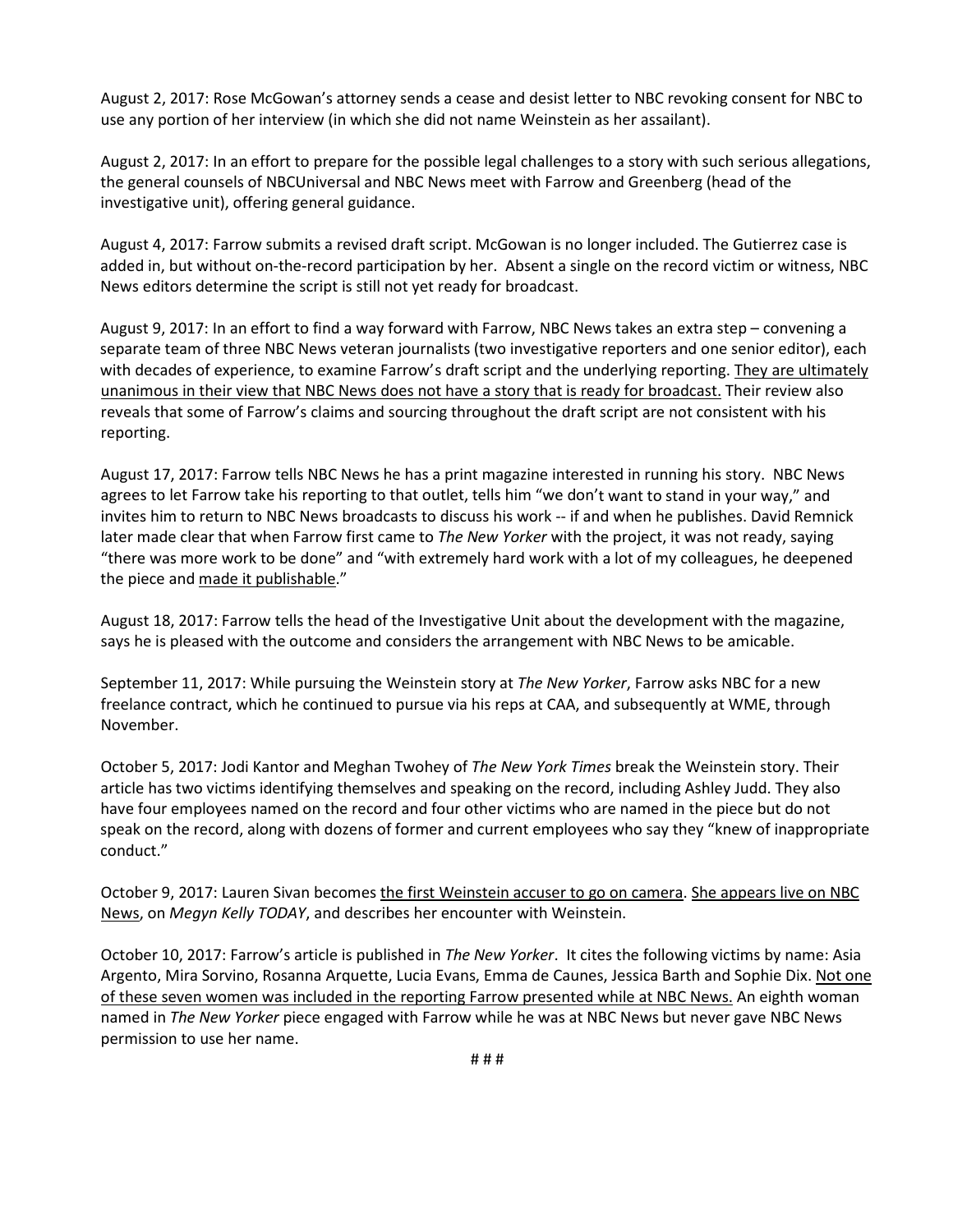August 2, 2017: Rose McGowan's attorney sends a cease and desist letter to NBC revoking consent for NBC to use any portion of her interview (in which she did not name Weinstein as her assailant).

August 2, 2017: In an effort to prepare for the possible legal challenges to a story with such serious allegations, the general counsels of NBCUniversal and NBC News meet with Farrow and Greenberg (head of the investigative unit), offering general guidance.

August 4, 2017: Farrow submits a revised draft script. McGowan is no longer included. The Gutierrez case is added in, but without on-the-record participation by her. Absent a single on the record victim or witness, NBC News editors determine the script is still not yet ready for broadcast.

August 9, 2017: In an effort to find a way forward with Farrow, NBC News takes an extra step – convening a separate team of three NBC News veteran journalists (two investigative reporters and one senior editor), each with decades of experience, to examine Farrow's draft script and the underlying reporting. They are ultimately unanimous in their view that NBC News does not have a story that is ready for broadcast. Their review also reveals that some of Farrow's claims and sourcing throughout the draft script are not consistent with his reporting.

August 17, 2017: Farrow tells NBC News he has a print magazine interested in running his story. NBC News agrees to let Farrow take his reporting to that outlet, tells him "we don't want to stand in your way," and invites him to return to NBC News broadcasts to discuss his work -- if and when he publishes. David Remnick later made clear that when Farrow first came to *The New Yorker* with the project, it was not ready, saying "there was more work to be done" and "with extremely hard work with a lot of my colleagues, he deepened the piece and made it publishable."

August 18, 2017: Farrow tells the head of the Investigative Unit about the development with the magazine, says he is pleased with the outcome and considers the arrangement with NBC News to be amicable.

September 11, 2017: While pursuing the Weinstein story at *The New Yorker*, Farrow asks NBC for a new freelance contract, which he continued to pursue via his reps at CAA, and subsequently at WME, through November.

October 5, 2017: Jodi Kantor and Meghan Twohey of *The New York Times* break the Weinstein story. Their article has two victims identifying themselves and speaking on the record, including Ashley Judd. They also have four employees named on the record and four other victims who are named in the piece but do not speak on the record, along with dozens of former and current employees who say they "knew of inappropriate conduct."

October 9, 2017: Lauren Sivan becomes the first Weinstein accuser to go on camera. She appears live on NBC News, on *Megyn Kelly TODAY*, and describes her encounter with Weinstein.

October 10, 2017: Farrow's article is published in *The New Yorker*. It cites the following victims by name: Asia Argento, Mira Sorvino, Rosanna Arquette, Lucia Evans, Emma de Caunes, Jessica Barth and Sophie Dix. Not one of these seven women was included in the reporting Farrow presented while at NBC News. An eighth woman named in *The New Yorker* piece engaged with Farrow while he was at NBC News but never gave NBC News permission to use her name.

# # #